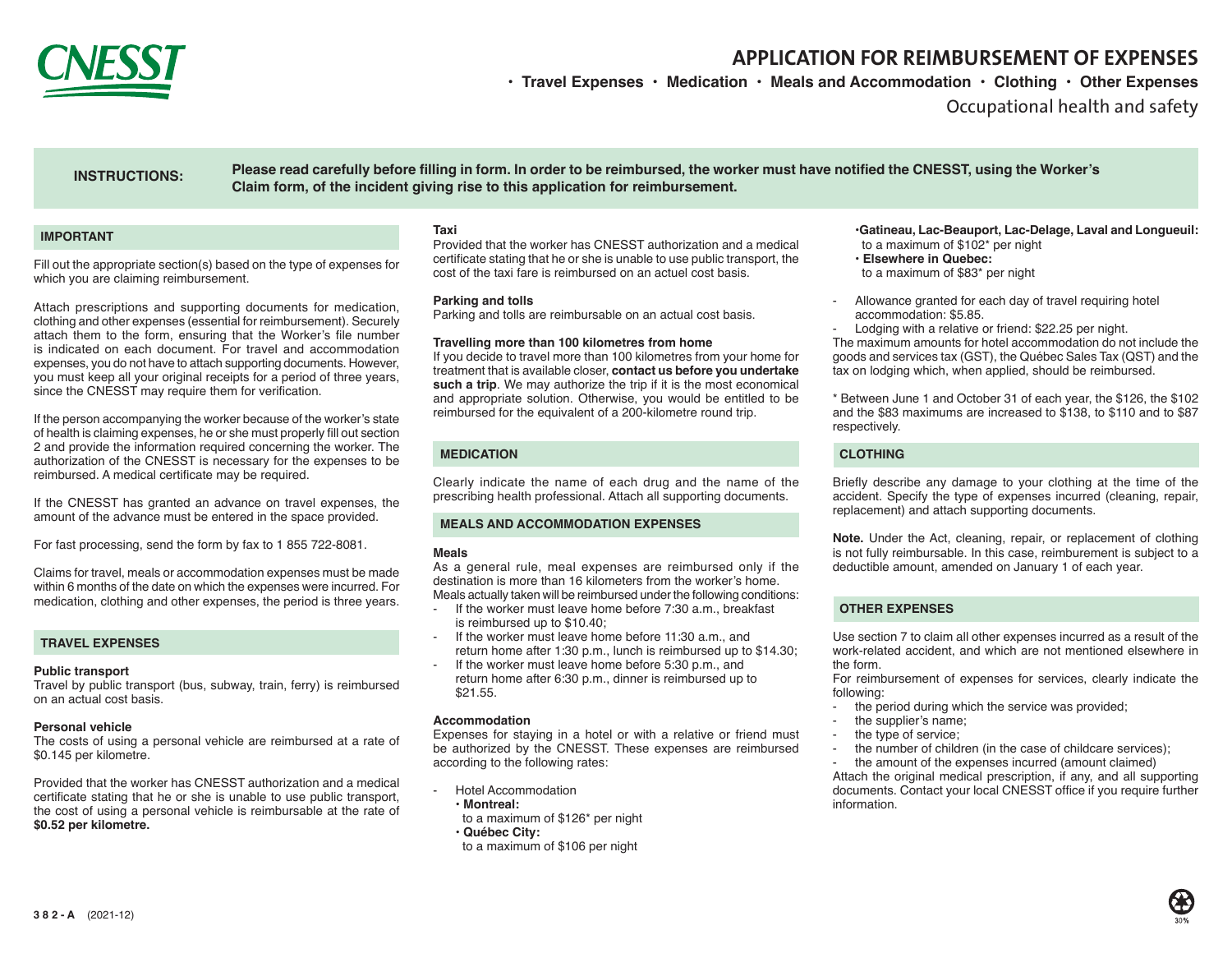CNESST

# APPLICATION FOR REIMBURSEMENT OF EXPENSES

**• Travel Expenses • Medication • Meals and Accommodation • Clothing • Other Expenses**

Occupational health and safety

**INSTRUCTIONS:** **Please read carefully before filling in form. In order to be reimbursed, the worker must have notified the CNESST, using the Worker's Claim form, of the incident giving rise to this application for reimbursement.**

## IMPORTANT

Fill out the appropriate section(s) based on the type of expenses for which you are claiming reimbursement.

Attach prescriptions and supporting documents for medication, clothing and other expenses (essential for reimbursement). Securely attach them to the form, ensuring that the Worker's file number is indicated on each document. For travel and accommodation expenses, you do not have to attach supporting documents. However, you must keep all your original receipts for a period of three years, since the CNESST may require them for verification.

If the person accompanying the worker because of the worker's state of health is claiming expenses, he or she must properly fill out section 2 and provide the information required concerning the worker. The authorization of the CNESST is necessary for the expenses to be reimbursed. A medical certificate may be required.

If the CNESST has granted an advance on travel expenses, the amount of the advance must be entered in the space provided.

For fast processing, send the form by fax to 1 855 722-8081.

Claims for travel, meals or accommodation expenses must be made within 6 months of the date on which the expenses were incurred. For medication, clothing and other expenses, the period is three years.

## TRAVEL EXPENSES

**Public transport**
Travel by public transport (bus, subway, train, ferry) is reimbursed on an actual cost basis.

**Personal vehicle**
The costs of using a personal vehicle are reimbursed at a rate of $0.145 per kilometre.

Provided that the worker has CNESST authorization and a medical certificate stating that he or she is unable to use public transport, the cost of using a personal vehicle is reimbursable at the rate of **$0.52 per kilometre.**

**Taxi**
Provided that the worker has CNESST authorization and a medical certificate stating that he or she is unable to use public transport, the cost of the taxi fare is reimbursed on an actuel cost basis.

**Parking and tolls**
Parking and tolls are reimbursable on an actual cost basis.

**Travelling more than 100 kilometres from home**
If you decide to travel more than 100 kilometres from your home for treatment that is available closer, **contact us before you undertake such a trip**. We may authorize the trip if it is the most economical and appropriate solution. Otherwise, you would be entitled to be reimbursed for the equivalent of a 200-kilometre round trip.

## MEDICATION

Clearly indicate the name of each drug and the name of the prescribing health professional. Attach all supporting documents.

## MEALS AND ACCOMMODATION EXPENSES

**Meals**
As a general rule, meal expenses are reimbursed only if the destination is more than 16 kilometers from the worker's home. Meals actually taken will be reimbursed under the following conditions:

- If the worker must leave home before 7:30 a.m., breakfast is reimbursed up to $10.40;
- If the worker must leave home before 11:30 a.m., and return home after 1:30 p.m., lunch is reimbursed up to $14.30;
- If the worker must leave home before 5:30 p.m., and return home after 6:30 p.m., dinner is reimbursed up to $21.55.

**Accommodation**
Expenses for staying in a hotel or with a relative or friend must be authorized by the CNESST. These expenses are reimbursed according to the following rates:

- Hotel Accommodation
  - **Montreal:** to a maximum of $126* per night
  - **Québec City:** to a maximum of $106 per night
  - **Gatineau, Lac-Beauport, Lac-Delage, Laval and Longueuil:** to a maximum of $102* per night
  - **Elsewhere in Quebec:** to a maximum of $83* per night
- Allowance granted for each day of travel requiring hotel accommodation: $5.85.
- Lodging with a relative or friend: $22.25 per night.

The maximum amounts for hotel accommodation do not include the goods and services tax (GST), the Québec Sales Tax (QST) and the tax on lodging which, when applied, should be reimbursed.

\* Between June 1 and October 31 of each year, the $126, the $102 and the $83 maximums are increased to $138, to $110 and to $87 respectively.

## CLOTHING

Briefly describe any damage to your clothing at the time of the accident. Specify the type of expenses incurred (cleaning, repair, replacement) and attach supporting documents.

**Note.** Under the Act, cleaning, repair, or replacement of clothing is not fully reimbursable. In this case, reimburement is subject to a deductible amount, amended on January 1 of each year.

## OTHER EXPENSES

Use section 7 to claim all other expenses incurred as a result of the work-related accident, and which are not mentioned elsewhere in the form.
For reimbursement of expenses for services, clearly indicate the following:

- the period during which the service was provided;
- the supplier's name;
- the type of service;
- the number of children (in the case of childcare services);
- the amount of the expenses incurred (amount claimed)

Attach the original medical prescription, if any, and all supporting documents. Contact your local CNESST office if you require further information.

**382-A** (2021-12)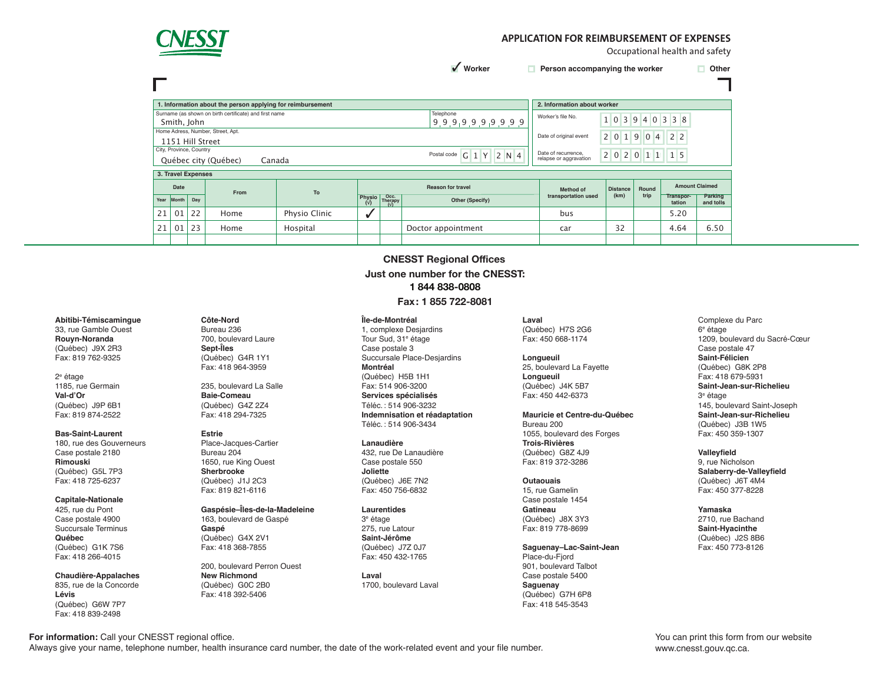CNESST

# APPLICATION FOR REIMBURSEMENT OF EXPENSES

Occupational health and safety

☑ Worker ☐ Person accompanying the worker ☐ Other

| 1. Information about the person applying for reimbursement | |
|---|---|
| Surname (as shown on birth certificate) and first name: Smith, John | Telephone: 999 999 9999 |
| Home Adress, Number, Street, Apt.: 1151 Hill Street | |
| City, Province, Country: Québec city (Québec) Canada | Postal code: G1Y 2N4 |

| 2. Information about worker | |
|---|---|
| Worker's file No. | 103940338 |
| Date of original event | 2019 04 22 |
| Date of recurrence, relapse or aggravation | 2020 11 15 |

**3. Travel Expenses**

| Date | | | From | To | Reason for travel | | | Method of transportation used | Distance (km) | Round trip | Amount Claimed | |
|---|---|---|---|---|---|---|---|---|---|---|---|---|
| Year | Month | Day | | | Physio (√) | Occ. Therapy (√) | Other (Specify) | | | | Transpor-tation | Parking and tolls |
| 21 | 01 | 22 | Home | Physio Clinic | ✓ | | | bus | | | 5.20 | |
| 21 | 01 | 23 | Home | Hospital | | | Doctor appointment | car | 32 | | 4.64 | 6.50 |
| | | | | | | | | | | | | |

## CNESST Regional Offices

**Just one number for the CNESST:**
**1 844 838-0808**
**Fax: 1 855 722-8081**

**Abitibi-Témiscamingue**
33, rue Gamble Ouest
**Rouyn-Noranda**
(Québec) J9X 2R3
Fax: 819 762-9325

2e étage
1185, rue Germain
**Val-d'Or**
(Québec) J9P 6B1
Fax: 819 874-2522

**Bas-Saint-Laurent**
180, rue des Gouverneurs
Case postale 2180
**Rimouski**
(Québec) G5L 7P3
Fax: 418 725-6237

**Capitale-Nationale**
425, rue du Pont
Case postale 4900
Succursale Terminus
**Québec**
(Québec) G1K 7S6
Fax: 418 266-4015

**Chaudière-Appalaches**
835, rue de la Concorde
**Lévis**
(Québec) G6W 7P7
Fax: 418 839-2498

**Côte-Nord**
Bureau 236
700, boulevard Laure
**Sept-Îles**
(Québec) G4R 1Y1
Fax: 418 964-3959

235, boulevard La Salle
**Baie-Comeau**
(Québec) G4Z 2Z4
Fax: 418 294-7325

**Estrie**
Place-Jacques-Cartier
Bureau 204
1650, rue King Ouest
**Sherbrooke**
(Québec) J1J 2C3
Fax: 819 821-6116

**Gaspésie–Îles-de-la-Madeleine**
163, boulevard de Gaspé
**Gaspé**
(Québec) G4X 2V1
Fax: 418 368-7855

200, boulevard Perron Ouest
**New Richmond**
(Québec) G0C 2B0
Fax: 418 392-5406

**Île-de-Montréal**
1, complexe Desjardins
Tour Sud, 31e étage
Case postale 3
Succursale Place-Desjardins
**Montréal**
(Québec) H5B 1H1
Fax: 514 906-3200
**Services spécialisés**
Téléc. : 514 906-3232
**Indemnisation et réadaptation**
Téléc. : 514 906-3434

**Lanaudière**
432, rue De Lanaudière
Case postale 550
**Joliette**
(Québec) J6E 7N2
Fax: 450 756-6832

**Laurentides**
3e étage
275, rue Latour
**Saint-Jérôme**
(Québec) J7Z 0J7
Fax: 450 432-1765

**Laval**
1700, boulevard Laval
**Laval**
(Québec) H7S 2G6
Fax: 450 668-1174

**Longueuil**
25, boulevard La Fayette
**Longueuil**
(Québec) J4K 5B7
Fax: 450 442-6373

**Mauricie et Centre-du-Québec**
Bureau 200
1055, boulevard des Forges
**Trois-Rivières**
(Québec) G8Z 4J9
Fax: 819 372-3286

**Outaouais**
15, rue Gamelin
Case postale 1454
**Gatineau**
(Québec) J8X 3Y3
Fax: 819 778-8699

**Saguenay–Lac-Saint-Jean**
Place-du-Fjord
901, boulevard Talbot
Case postale 5400
**Saguenay**
(Québec) G7H 6P8
Fax: 418 545-3543

Complexe du Parc
6e étage
1209, boulevard du Sacré-Cœur
Case postale 47
**Saint-Félicien**
(Québec) G8K 2P8
Fax: 418 679-5931
**Saint-Jean-sur-Richelieu**
3e étage
145, boulevard Saint-Joseph
**Saint-Jean-sur-Richelieu**
(Québec) J3B 1W5
Fax: 450 359-1307

**Valleyfield**
9, rue Nicholson
**Salaberry-de-Valleyfield**
(Québec) J6T 4M4
Fax: 450 377-8228

**Yamaska**
2710, rue Bachand
**Saint-Hyacinthe**
(Québec) J2S 8B6
Fax: 450 773-8126

**For information:** Call your CNESST regional office.
Always give your name, telephone number, health insurance card number, the date of the work-related event and your file number.

You can print this form from our website www.cnesst.gouv.qc.ca.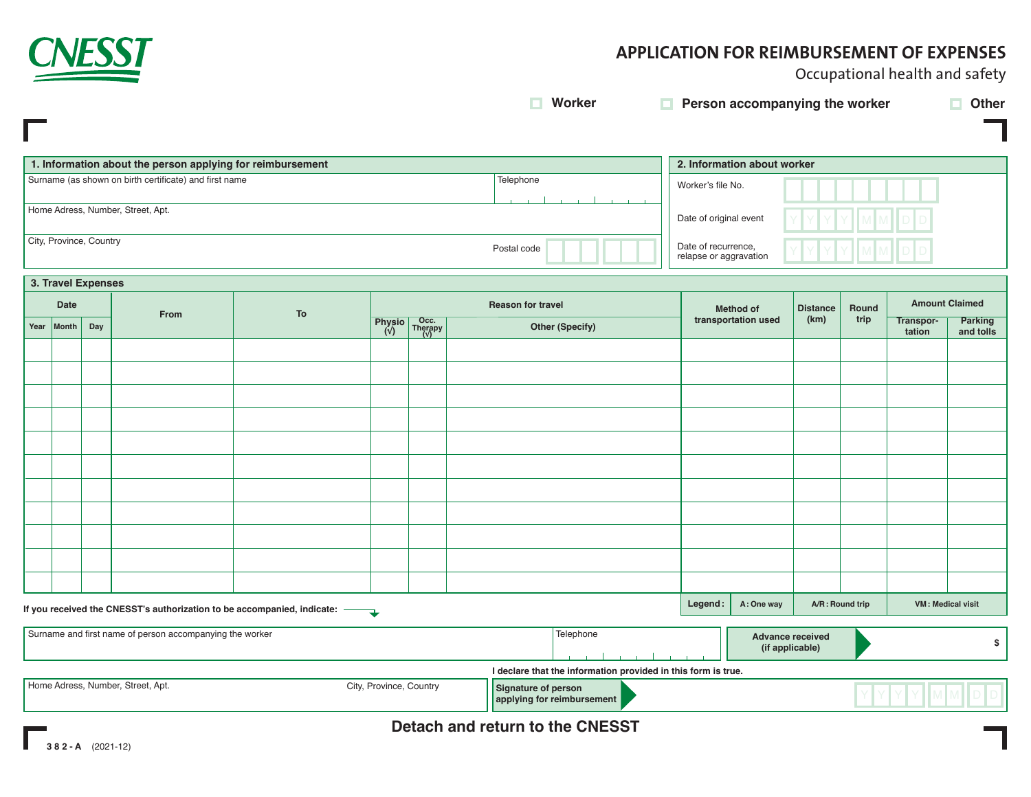CNESST

# APPLICATION FOR REIMBURSEMENT OF EXPENSES

Occupational health and safety

☐ Worker ☐ Person accompanying the worker ☐ Other

## 1. Information about the person applying for reimbursement

| Surname (as shown on birth certificate) and first name | Telephone |
|---|---|
| Home Adress, Number, Street, Apt. | |
| City, Province, Country | Postal code |

## 2. Information about worker

| | |
|---|---|
| Worker's file No. | |
| Date of original event | Y Y Y Y M M D D |
| Date of recurrence, relapse or aggravation | Y Y Y Y M M D D |

## 3. Travel Expenses

| Date | | | From | To | Reason for travel | | | Method of transportation used | Distance (km) | Round trip | Amount Claimed | |
|---|---|---|---|---|---|---|---|---|---|---|---|---|
| Year | Month | Day | | | Physio (√) | Occ. Therapy (√) | Other (Specify) | | | | Transpor-tation | Parking and tolls |
| | | | | | | | | | | | | |
| | | | | | | | | | | | | |
| | | | | | | | | | | | | |
| | | | | | | | | | | | | |
| | | | | | | | | | | | | |
| | | | | | | | | | | | | |
| | | | | | | | | | | | | |
| | | | | | | | | | | | | |
| | | | | | | | | | | | | |
| | | | | | | | | | | | | |
| | | | | | | | | | | | | |

**Legend:** A: One way | A/R: Round trip | VM: Medical visit

**If you received the CNESST's authorization to be accompanied, indicate:**

| Surname and first name of person accompanying the worker | Telephone | Advance received (if applicable) | $ |
|---|---|---|---|

**I declare that the information provided in this form is true.**

| Home Adress, Number, Street, Apt. | City, Province, Country | Signature of person applying for reimbursement | Y Y Y Y M M D D |
|---|---|---|---|

**Detach and return to the CNESST**

382-A (2021-12)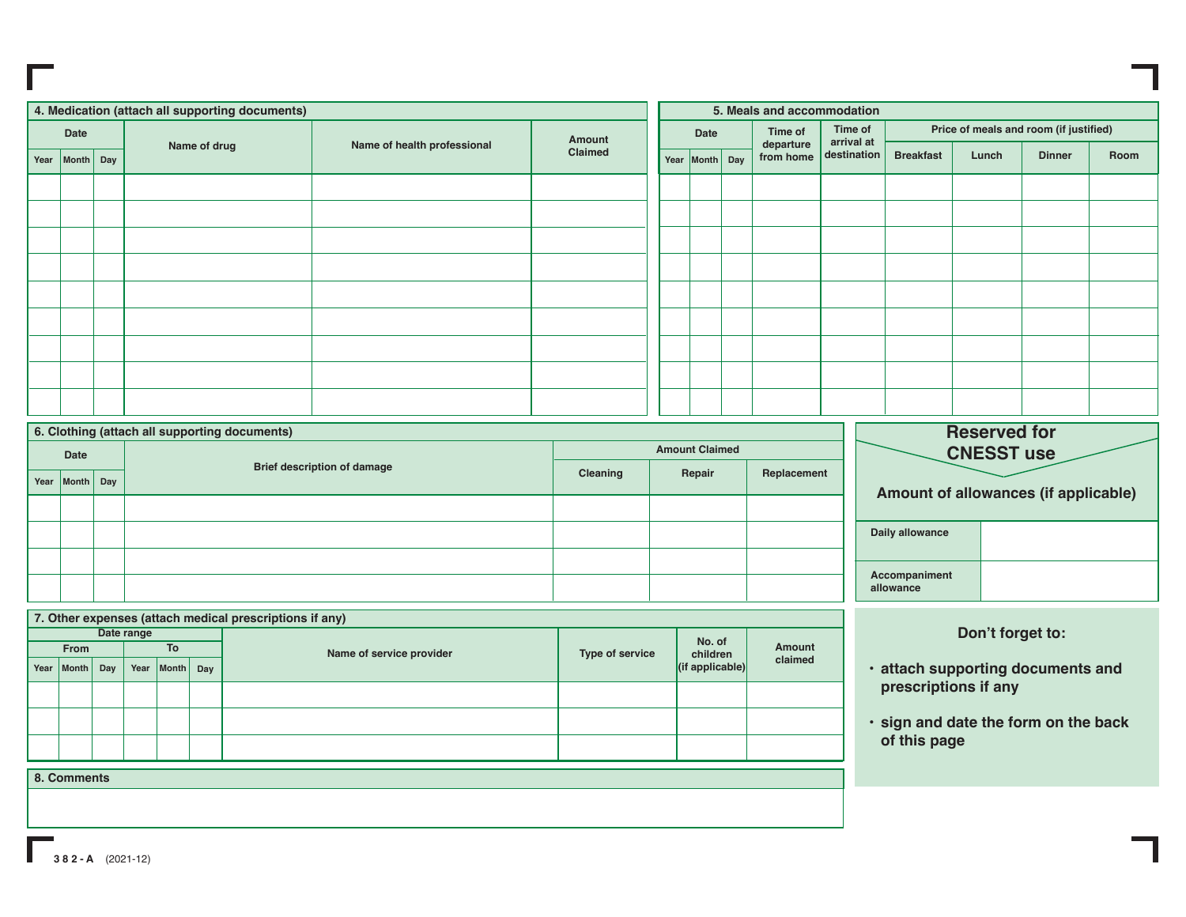## 4. Medication (attach all supporting documents)

| Date | | | Name of drug | Name of health professional | Amount Claimed |
|---|---|---|---|---|---|
| Year | Month | Day | | | |
| | | | | | |
| | | | | | |
| | | | | | |
| | | | | | |
| | | | | | |
| | | | | | |
| | | | | | |
| | | | | | |
| | | | | | |

## 5. Meals and accommodation

| Date | | | Time of departure from home | Time of arrival at destination | Price of meals and room (if justified) | | | |
|---|---|---|---|---|---|---|---|---|
| Year | Month | Day | | | Breakfast | Lunch | Dinner | Room |
| | | | | | | | | |
| | | | | | | | | |
| | | | | | | | | |
| | | | | | | | | |
| | | | | | | | | |
| | | | | | | | | |
| | | | | | | | | |
| | | | | | | | | |
| | | | | | | | | |

## 6. Clothing (attach all supporting documents)

| Date | | | Brief description of damage | Amount Claimed | | |
|---|---|---|---|---|---|---|
| Year | Month | Day | | Cleaning | Repair | Replacement |
| | | | | | | |
| | | | | | | |
| | | | | | | |
| | | | | | | |

## Reserved for CNESST use

**Amount of allowances (if applicable)**

| | |
|---|---|
| Daily allowance | |
| Accompaniment allowance | |

## 7. Other expenses (attach medical prescriptions if any)

| Date range | | | | | | Name of service provider | Type of service | No. of children (if applicable) | Amount claimed |
|---|---|---|---|---|---|---|---|---|---|
| From | | | To | | | | | | |
| Year | Month | Day | Year | Month | Day | | | | |
| | | | | | | | | | |
| | | | | | | | | | |
| | | | | | | | | | |

**Don't forget to:**

- **attach supporting documents and prescriptions if any**
- **sign and date the form on the back of this page**

## 8. Comments

382-A (2021-12)